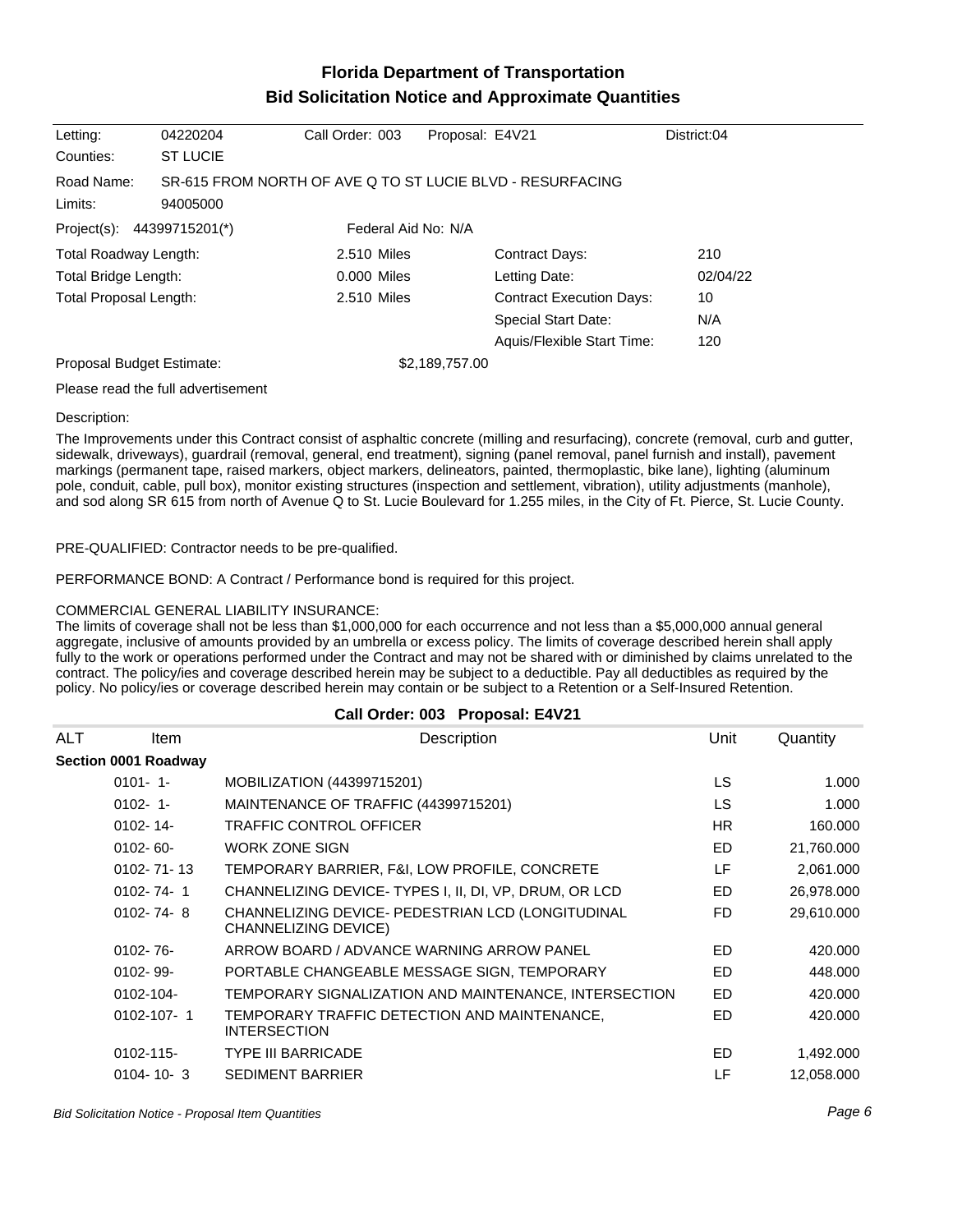# Florida Department of Transportation

## Bid Solicitation Notice and Approximate Quantities

| | | | | |
|---|---|---|---|---|
| Letting: | 04220204 | Call Order: 003 | Proposal: E4V21 | District:04 |
| Counties: | ST LUCIE | | | |

Road Name: SR-615 FROM NORTH OF AVE Q TO ST LUCIE BLVD - RESURFACING

Limits: 94005000

Project(s): 44399715201(*) Federal Aid No: N/A

| | | | |
|---|---|---|---|
| Total Roadway Length: | 2.510 Miles | Contract Days: | 210 |
| Total Bridge Length: | 0.000 Miles | Letting Date: | 02/04/22 |
| Total Proposal Length: | 2.510 Miles | Contract Execution Days: | 10 |
| | | Special Start Date: | N/A |
| | | Aquis/Flexible Start Time: | 120 |

Proposal Budget Estimate: $2,189,757.00

Please read the full advertisement

Description:

The Improvements under this Contract consist of asphaltic concrete (milling and resurfacing), concrete (removal, curb and gutter, sidewalk, driveways), guardrail (removal, general, end treatment), signing (panel removal, panel furnish and install), pavement markings (permanent tape, raised markers, object markers, delineators, painted, thermoplastic, bike lane), lighting (aluminum pole, conduit, cable, pull box), monitor existing structures (inspection and settlement, vibration), utility adjustments (manhole), and sod along SR 615 from north of Avenue Q to St. Lucie Boulevard for 1.255 miles, in the City of Ft. Pierce, St. Lucie County.

PRE-QUALIFIED: Contractor needs to be pre-qualified.

PERFORMANCE BOND: A Contract / Performance bond is required for this project.

COMMERCIAL GENERAL LIABILITY INSURANCE:
The limits of coverage shall not be less than $1,000,000 for each occurrence and not less than a $5,000,000 annual general aggregate, inclusive of amounts provided by an umbrella or excess policy. The limits of coverage described herein shall apply fully to the work or operations performed under the Contract and may not be shared with or diminished by claims unrelated to the contract. The policy/ies and coverage described herein may be subject to a deductible. Pay all deductibles as required by the policy. No policy/ies or coverage described herein may contain or be subject to a Retention or a Self-Insured Retention.

### Call Order: 003 Proposal: E4V21

| ALT | Item | Description | Unit | Quantity |
|---|---|---|---|---|
| **Section 0001 Roadway** | | | | |
| | 0101- 1- | MOBILIZATION (44399715201) | LS | 1.000 |
| | 0102- 1- | MAINTENANCE OF TRAFFIC (44399715201) | LS | 1.000 |
| | 0102- 14- | TRAFFIC CONTROL OFFICER | HR | 160.000 |
| | 0102- 60- | WORK ZONE SIGN | ED | 21,760.000 |
| | 0102- 71- 13 | TEMPORARY BARRIER, F&I, LOW PROFILE, CONCRETE | LF | 2,061.000 |
| | 0102- 74- 1 | CHANNELIZING DEVICE- TYPES I, II, DI, VP, DRUM, OR LCD | ED | 26,978.000 |
| | 0102- 74- 8 | CHANNELIZING DEVICE- PEDESTRIAN LCD (LONGITUDINAL CHANNELIZING DEVICE) | FD | 29,610.000 |
| | 0102- 76- | ARROW BOARD / ADVANCE WARNING ARROW PANEL | ED | 420.000 |
| | 0102- 99- | PORTABLE CHANGEABLE MESSAGE SIGN, TEMPORARY | ED | 448.000 |
| | 0102-104- | TEMPORARY SIGNALIZATION AND MAINTENANCE, INTERSECTION | ED | 420.000 |
| | 0102-107- 1 | TEMPORARY TRAFFIC DETECTION AND MAINTENANCE, INTERSECTION | ED | 420.000 |
| | 0102-115- | TYPE III BARRICADE | ED | 1,492.000 |
| | 0104- 10- 3 | SEDIMENT BARRIER | LF | 12,058.000 |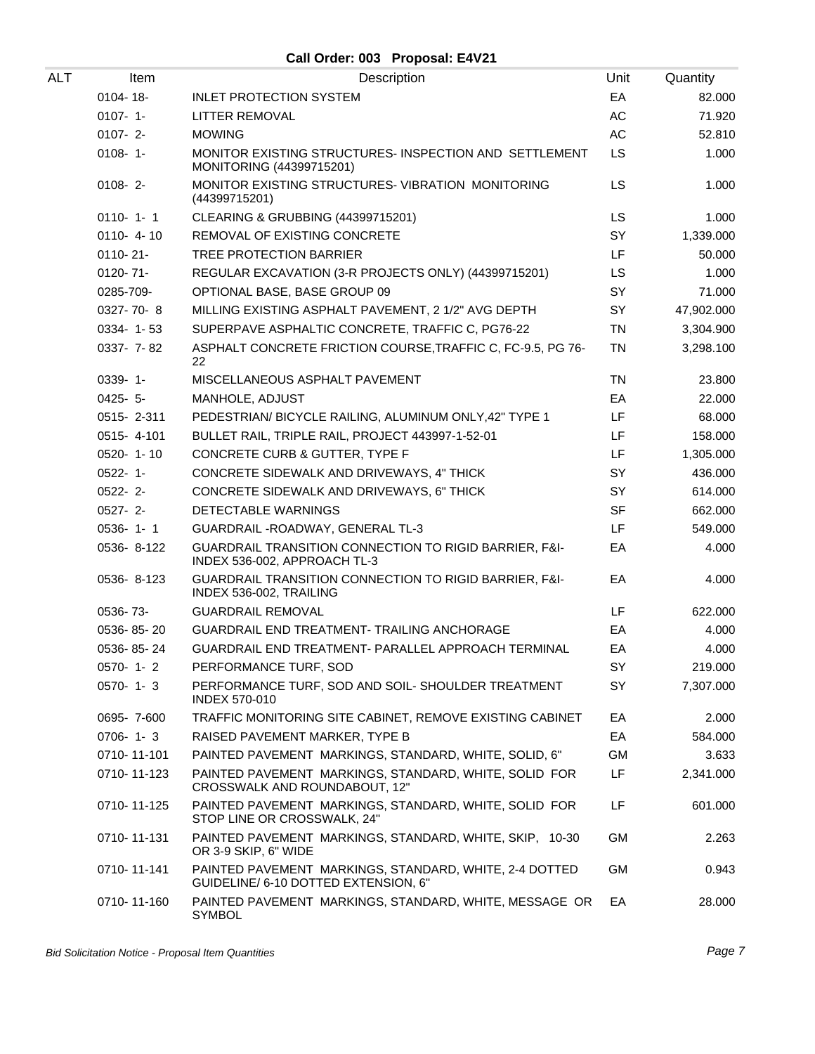**Call Order: 003 Proposal: E4V21**

| ALT | Item | Description | Unit | Quantity |
|---|---|---|---|---|
| | 0104- 18- | INLET PROTECTION SYSTEM | EA | 82.000 |
| | 0107- 1- | LITTER REMOVAL | AC | 71.920 |
| | 0107- 2- | MOWING | AC | 52.810 |
| | 0108- 1- | MONITOR EXISTING STRUCTURES- INSPECTION AND SETTLEMENT MONITORING (44399715201) | LS | 1.000 |
| | 0108- 2- | MONITOR EXISTING STRUCTURES- VIBRATION MONITORING (44399715201) | LS | 1.000 |
| | 0110- 1- 1 | CLEARING & GRUBBING (44399715201) | LS | 1.000 |
| | 0110- 4- 10 | REMOVAL OF EXISTING CONCRETE | SY | 1,339.000 |
| | 0110- 21- | TREE PROTECTION BARRIER | LF | 50.000 |
| | 0120- 71- | REGULAR EXCAVATION (3-R PROJECTS ONLY) (44399715201) | LS | 1.000 |
| | 0285-709- | OPTIONAL BASE, BASE GROUP 09 | SY | 71.000 |
| | 0327- 70- 8 | MILLING EXISTING ASPHALT PAVEMENT, 2 1/2" AVG DEPTH | SY | 47,902.000 |
| | 0334- 1- 53 | SUPERPAVE ASPHALTIC CONCRETE, TRAFFIC C, PG76-22 | TN | 3,304.900 |
| | 0337- 7- 82 | ASPHALT CONCRETE FRICTION COURSE,TRAFFIC C, FC-9.5, PG 76-22 | TN | 3,298.100 |
| | 0339- 1- | MISCELLANEOUS ASPHALT PAVEMENT | TN | 23.800 |
| | 0425- 5- | MANHOLE, ADJUST | EA | 22.000 |
| | 0515- 2-311 | PEDESTRIAN/ BICYCLE RAILING, ALUMINUM ONLY,42" TYPE 1 | LF | 68.000 |
| | 0515- 4-101 | BULLET RAIL, TRIPLE RAIL, PROJECT 443997-1-52-01 | LF | 158.000 |
| | 0520- 1- 10 | CONCRETE CURB & GUTTER, TYPE F | LF | 1,305.000 |
| | 0522- 1- | CONCRETE SIDEWALK AND DRIVEWAYS, 4" THICK | SY | 436.000 |
| | 0522- 2- | CONCRETE SIDEWALK AND DRIVEWAYS, 6" THICK | SY | 614.000 |
| | 0527- 2- | DETECTABLE WARNINGS | SF | 662.000 |
| | 0536- 1- 1 | GUARDRAIL -ROADWAY, GENERAL TL-3 | LF | 549.000 |
| | 0536- 8-122 | GUARDRAIL TRANSITION CONNECTION TO RIGID BARRIER, F&I-INDEX 536-002, APPROACH TL-3 | EA | 4.000 |
| | 0536- 8-123 | GUARDRAIL TRANSITION CONNECTION TO RIGID BARRIER, F&I-INDEX 536-002, TRAILING | EA | 4.000 |
| | 0536- 73- | GUARDRAIL REMOVAL | LF | 622.000 |
| | 0536- 85- 20 | GUARDRAIL END TREATMENT- TRAILING ANCHORAGE | EA | 4.000 |
| | 0536- 85- 24 | GUARDRAIL END TREATMENT- PARALLEL APPROACH TERMINAL | EA | 4.000 |
| | 0570- 1- 2 | PERFORMANCE TURF, SOD | SY | 219.000 |
| | 0570- 1- 3 | PERFORMANCE TURF, SOD AND SOIL- SHOULDER TREATMENT INDEX 570-010 | SY | 7,307.000 |
| | 0695- 7-600 | TRAFFIC MONITORING SITE CABINET, REMOVE EXISTING CABINET | EA | 2.000 |
| | 0706- 1- 3 | RAISED PAVEMENT MARKER, TYPE B | EA | 584.000 |
| | 0710- 11-101 | PAINTED PAVEMENT MARKINGS, STANDARD, WHITE, SOLID, 6" | GM | 3.633 |
| | 0710- 11-123 | PAINTED PAVEMENT MARKINGS, STANDARD, WHITE, SOLID FOR CROSSWALK AND ROUNDABOUT, 12" | LF | 2,341.000 |
| | 0710- 11-125 | PAINTED PAVEMENT MARKINGS, STANDARD, WHITE, SOLID FOR STOP LINE OR CROSSWALK, 24" | LF | 601.000 |
| | 0710- 11-131 | PAINTED PAVEMENT MARKINGS, STANDARD, WHITE, SKIP, 10-30 OR 3-9 SKIP, 6" WIDE | GM | 2.263 |
| | 0710- 11-141 | PAINTED PAVEMENT MARKINGS, STANDARD, WHITE, 2-4 DOTTED GUIDELINE/ 6-10 DOTTED EXTENSION, 6" | GM | 0.943 |
| | 0710- 11-160 | PAINTED PAVEMENT MARKINGS, STANDARD, WHITE, MESSAGE OR SYMBOL | EA | 28.000 |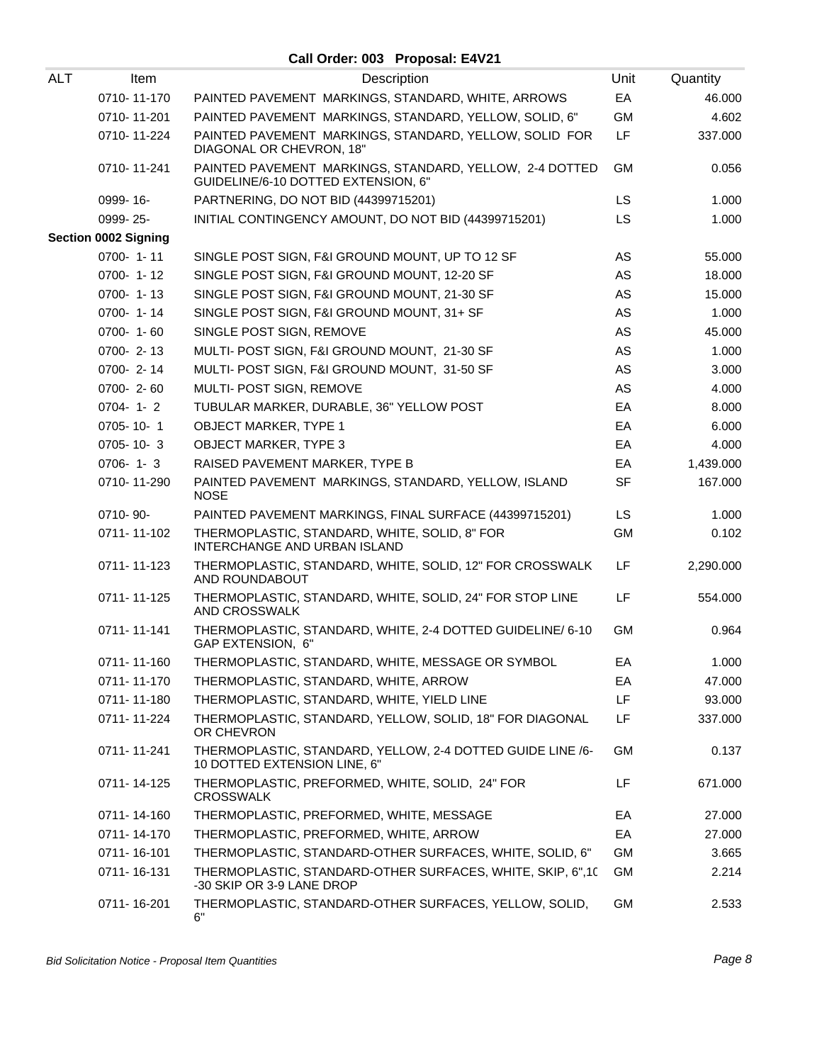**Call Order: 003 Proposal: E4V21**

| ALT | Item | Description | Unit | Quantity |
|---|---|---|---|---|
| | 0710- 11-170 | PAINTED PAVEMENT MARKINGS, STANDARD, WHITE, ARROWS | EA | 46.000 |
| | 0710- 11-201 | PAINTED PAVEMENT MARKINGS, STANDARD, YELLOW, SOLID, 6" | GM | 4.602 |
| | 0710- 11-224 | PAINTED PAVEMENT MARKINGS, STANDARD, YELLOW, SOLID FOR DIAGONAL OR CHEVRON, 18" | LF | 337.000 |
| | 0710- 11-241 | PAINTED PAVEMENT MARKINGS, STANDARD, YELLOW, 2-4 DOTTED GUIDELINE/6-10 DOTTED EXTENSION, 6" | GM | 0.056 |
| | 0999- 16- | PARTNERING, DO NOT BID (44399715201) | LS | 1.000 |
| | 0999- 25- | INITIAL CONTINGENCY AMOUNT, DO NOT BID (44399715201) | LS | 1.000 |
| **Section 0002 Signing** | | | | |
| | 0700- 1- 11 | SINGLE POST SIGN, F&I GROUND MOUNT, UP TO 12 SF | AS | 55.000 |
| | 0700- 1- 12 | SINGLE POST SIGN, F&I GROUND MOUNT, 12-20 SF | AS | 18.000 |
| | 0700- 1- 13 | SINGLE POST SIGN, F&I GROUND MOUNT, 21-30 SF | AS | 15.000 |
| | 0700- 1- 14 | SINGLE POST SIGN, F&I GROUND MOUNT, 31+ SF | AS | 1.000 |
| | 0700- 1- 60 | SINGLE POST SIGN, REMOVE | AS | 45.000 |
| | 0700- 2- 13 | MULTI- POST SIGN, F&I GROUND MOUNT, 21-30 SF | AS | 1.000 |
| | 0700- 2- 14 | MULTI- POST SIGN, F&I GROUND MOUNT, 31-50 SF | AS | 3.000 |
| | 0700- 2- 60 | MULTI- POST SIGN, REMOVE | AS | 4.000 |
| | 0704- 1- 2 | TUBULAR MARKER, DURABLE, 36" YELLOW POST | EA | 8.000 |
| | 0705- 10- 1 | OBJECT MARKER, TYPE 1 | EA | 6.000 |
| | 0705- 10- 3 | OBJECT MARKER, TYPE 3 | EA | 4.000 |
| | 0706- 1- 3 | RAISED PAVEMENT MARKER, TYPE B | EA | 1,439.000 |
| | 0710- 11-290 | PAINTED PAVEMENT MARKINGS, STANDARD, YELLOW, ISLAND NOSE | SF | 167.000 |
| | 0710- 90- | PAINTED PAVEMENT MARKINGS, FINAL SURFACE (44399715201) | LS | 1.000 |
| | 0711- 11-102 | THERMOPLASTIC, STANDARD, WHITE, SOLID, 8" FOR INTERCHANGE AND URBAN ISLAND | GM | 0.102 |
| | 0711- 11-123 | THERMOPLASTIC, STANDARD, WHITE, SOLID, 12" FOR CROSSWALK AND ROUNDABOUT | LF | 2,290.000 |
| | 0711- 11-125 | THERMOPLASTIC, STANDARD, WHITE, SOLID, 24" FOR STOP LINE AND CROSSWALK | LF | 554.000 |
| | 0711- 11-141 | THERMOPLASTIC, STANDARD, WHITE, 2-4 DOTTED GUIDELINE/ 6-10 GAP EXTENSION, 6" | GM | 0.964 |
| | 0711- 11-160 | THERMOPLASTIC, STANDARD, WHITE, MESSAGE OR SYMBOL | EA | 1.000 |
| | 0711- 11-170 | THERMOPLASTIC, STANDARD, WHITE, ARROW | EA | 47.000 |
| | 0711- 11-180 | THERMOPLASTIC, STANDARD, WHITE, YIELD LINE | LF | 93.000 |
| | 0711- 11-224 | THERMOPLASTIC, STANDARD, YELLOW, SOLID, 18" FOR DIAGONAL OR CHEVRON | LF | 337.000 |
| | 0711- 11-241 | THERMOPLASTIC, STANDARD, YELLOW, 2-4 DOTTED GUIDE LINE /6-10 DOTTED EXTENSION LINE, 6" | GM | 0.137 |
| | 0711- 14-125 | THERMOPLASTIC, PREFORMED, WHITE, SOLID, 24" FOR CROSSWALK | LF | 671.000 |
| | 0711- 14-160 | THERMOPLASTIC, PREFORMED, WHITE, MESSAGE | EA | 27.000 |
| | 0711- 14-170 | THERMOPLASTIC, PREFORMED, WHITE, ARROW | EA | 27.000 |
| | 0711- 16-101 | THERMOPLASTIC, STANDARD-OTHER SURFACES, WHITE, SOLID, 6" | GM | 3.665 |
| | 0711- 16-131 | THERMOPLASTIC, STANDARD-OTHER SURFACES, WHITE, SKIP, 6",10-30 SKIP OR 3-9 LANE DROP | GM | 2.214 |
| | 0711- 16-201 | THERMOPLASTIC, STANDARD-OTHER SURFACES, YELLOW, SOLID, 6" | GM | 2.533 |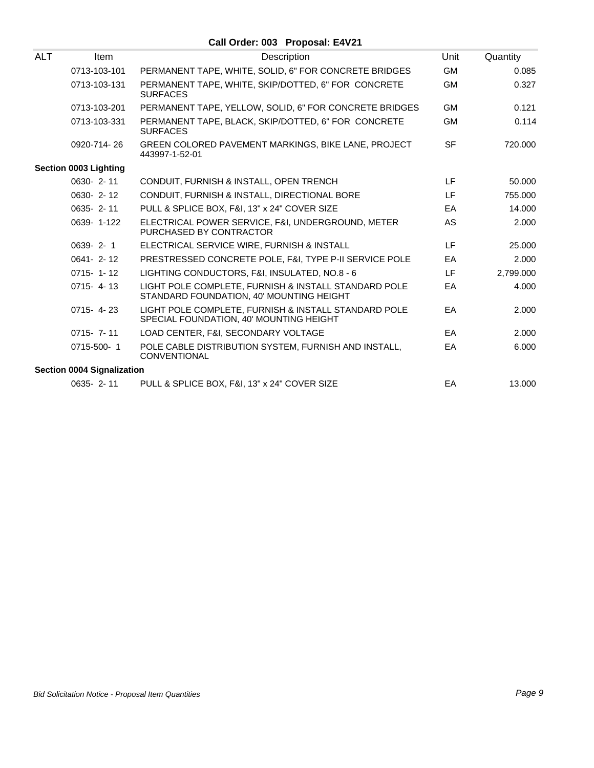**Call Order: 003 Proposal: E4V21**

| ALT | Item | Description | Unit | Quantity |
|---|---|---|---|---|
| | 0713-103-101 | PERMANENT TAPE, WHITE, SOLID, 6" FOR CONCRETE BRIDGES | GM | 0.085 |
| | 0713-103-131 | PERMANENT TAPE, WHITE, SKIP/DOTTED, 6" FOR CONCRETE SURFACES | GM | 0.327 |
| | 0713-103-201 | PERMANENT TAPE, YELLOW, SOLID, 6" FOR CONCRETE BRIDGES | GM | 0.121 |
| | 0713-103-331 | PERMANENT TAPE, BLACK, SKIP/DOTTED, 6" FOR CONCRETE SURFACES | GM | 0.114 |
| | 0920-714- 26 | GREEN COLORED PAVEMENT MARKINGS, BIKE LANE, PROJECT 443997-1-52-01 | SF | 720.000 |
| **Section 0003 Lighting** | | | | |
| | 0630- 2- 11 | CONDUIT, FURNISH & INSTALL, OPEN TRENCH | LF | 50.000 |
| | 0630- 2- 12 | CONDUIT, FURNISH & INSTALL, DIRECTIONAL BORE | LF | 755.000 |
| | 0635- 2- 11 | PULL & SPLICE BOX, F&I, 13" x 24" COVER SIZE | EA | 14.000 |
| | 0639- 1-122 | ELECTRICAL POWER SERVICE, F&I, UNDERGROUND, METER PURCHASED BY CONTRACTOR | AS | 2.000 |
| | 0639- 2- 1 | ELECTRICAL SERVICE WIRE, FURNISH & INSTALL | LF | 25.000 |
| | 0641- 2- 12 | PRESTRESSED CONCRETE POLE, F&I, TYPE P-II SERVICE POLE | EA | 2.000 |
| | 0715- 1- 12 | LIGHTING CONDUCTORS, F&I, INSULATED, NO.8 - 6 | LF | 2,799.000 |
| | 0715- 4- 13 | LIGHT POLE COMPLETE, FURNISH & INSTALL STANDARD POLE STANDARD FOUNDATION, 40' MOUNTING HEIGHT | EA | 4.000 |
| | 0715- 4- 23 | LIGHT POLE COMPLETE, FURNISH & INSTALL STANDARD POLE SPECIAL FOUNDATION, 40' MOUNTING HEIGHT | EA | 2.000 |
| | 0715- 7- 11 | LOAD CENTER, F&I, SECONDARY VOLTAGE | EA | 2.000 |
| | 0715-500- 1 | POLE CABLE DISTRIBUTION SYSTEM, FURNISH AND INSTALL, CONVENTIONAL | EA | 6.000 |
| **Section 0004 Signalization** | | | | |
| | 0635- 2- 11 | PULL & SPLICE BOX, F&I, 13" x 24" COVER SIZE | EA | 13.000 |